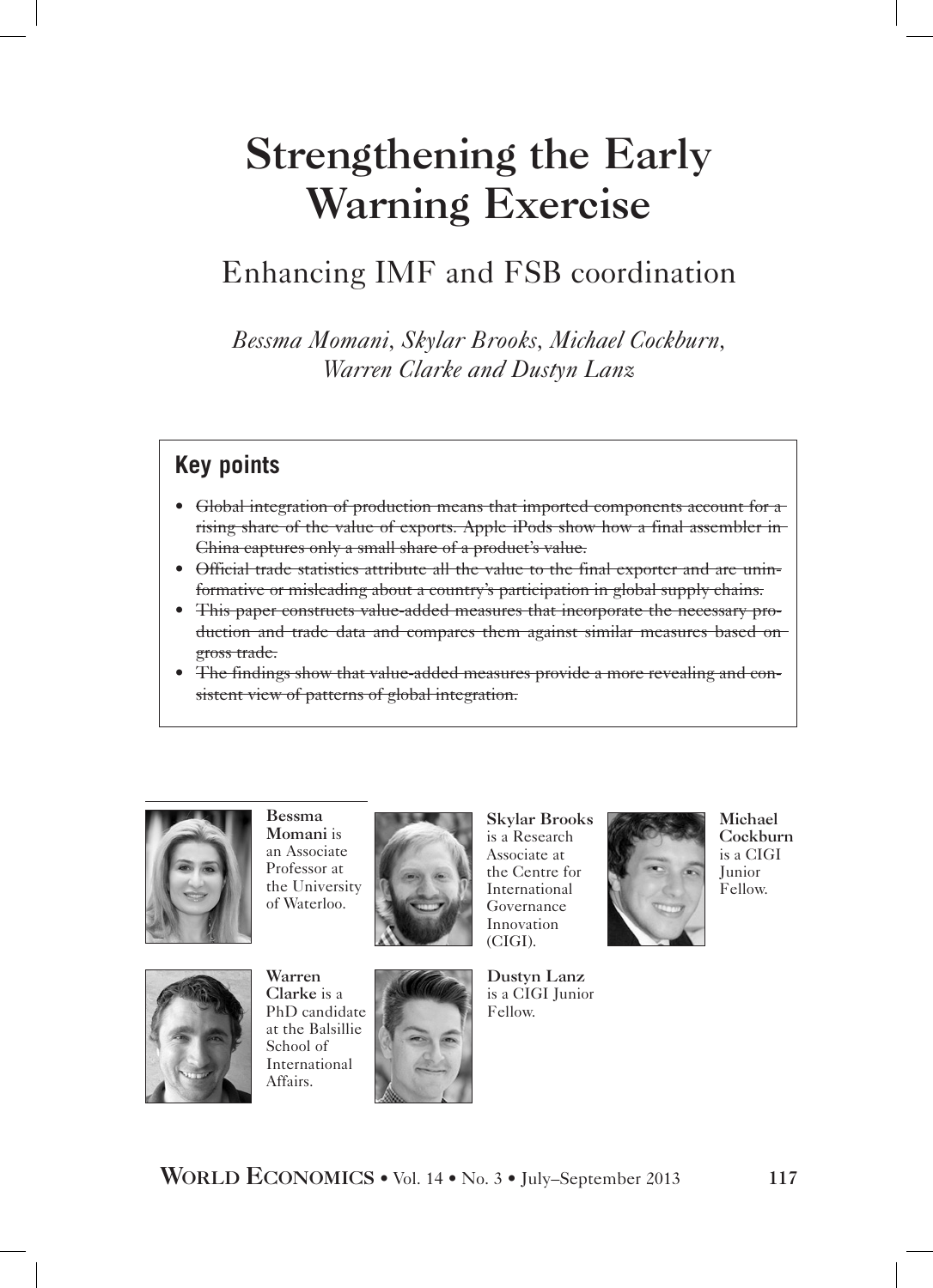# Strengthening the Early Warning Exercise

## Enhancing IMF and FSB coordination

*Bessma Momani, Skylar Brooks, Michael Cockburn, Warren Clarke and Dustyn Lanz*

### Key points

- ~~Global integration of production means that imported components account for a rising share of the value of exports. Apple iPods show how a final assembler in China captures only a small share of a product's value.~~
- ~~Official trade statistics attribute all the value to the final exporter and are uninformative or misleading about a country's participation in global supply chains.~~
- ~~This paper constructs value-added measures that incorporate the necessary production and trade data and compares them against similar measures based on gross trade.~~
- ~~The findings show that value-added measures provide a more revealing and consistent view of patterns of global integration.~~

**Bessma Momani** is an Associate Professor at the University of Waterloo.

**Skylar Brooks** is a Research Associate at the Centre for International Governance Innovation (CIGI).

**Michael Cockburn** is a CIGI Junior Fellow.

**Warren Clarke** is a PhD candidate at the Balsillie School of International Affairs.

**Dustyn Lanz** is a CIGI Junior Fellow.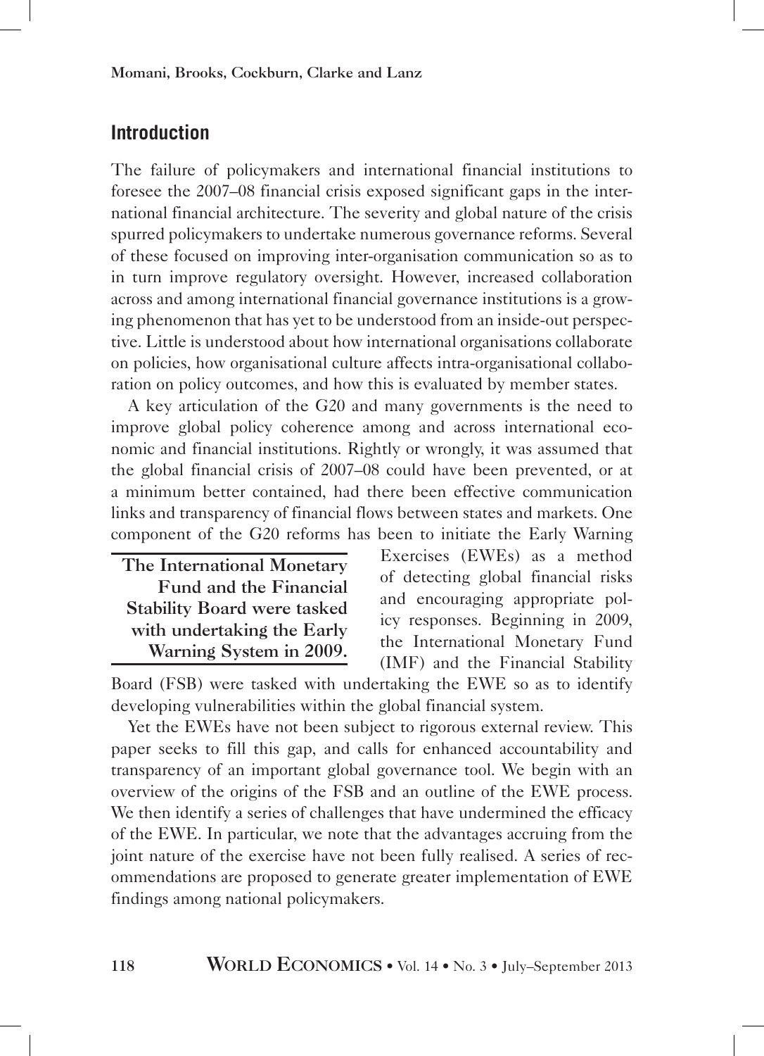## Introduction

The failure of policymakers and international financial institutions to foresee the 2007–08 financial crisis exposed significant gaps in the international financial architecture. The severity and global nature of the crisis spurred policymakers to undertake numerous governance reforms. Several of these focused on improving inter-organisation communication so as to in turn improve regulatory oversight. However, increased collaboration across and among international financial governance institutions is a growing phenomenon that has yet to be understood from an inside-out perspective. Little is understood about how international organisations collaborate on policies, how organisational culture affects intra-organisational collaboration on policy outcomes, and how this is evaluated by member states.

A key articulation of the G20 and many governments is the need to improve global policy coherence among and across international economic and financial institutions. Rightly or wrongly, it was assumed that the global financial crisis of 2007–08 could have been prevented, or at a minimum better contained, had there been effective communication links and transparency of financial flows between states and markets. One component of the G20 reforms has been to initiate the Early Warning Exercises (EWEs) as a method of detecting global financial risks and encouraging appropriate policy responses. Beginning in 2009, the International Monetary Fund (IMF) and the Financial Stability Board (FSB) were tasked with undertaking the EWE so as to identify developing vulnerabilities within the global financial system.

> **The International Monetary Fund and the Financial Stability Board were tasked with undertaking the Early Warning System in 2009.**

Yet the EWEs have not been subject to rigorous external review. This paper seeks to fill this gap, and calls for enhanced accountability and transparency of an important global governance tool. We begin with an overview of the origins of the FSB and an outline of the EWE process. We then identify a series of challenges that have undermined the efficacy of the EWE. In particular, we note that the advantages accruing from the joint nature of the exercise have not been fully realised. A series of recommendations are proposed to generate greater implementation of EWE findings among national policymakers.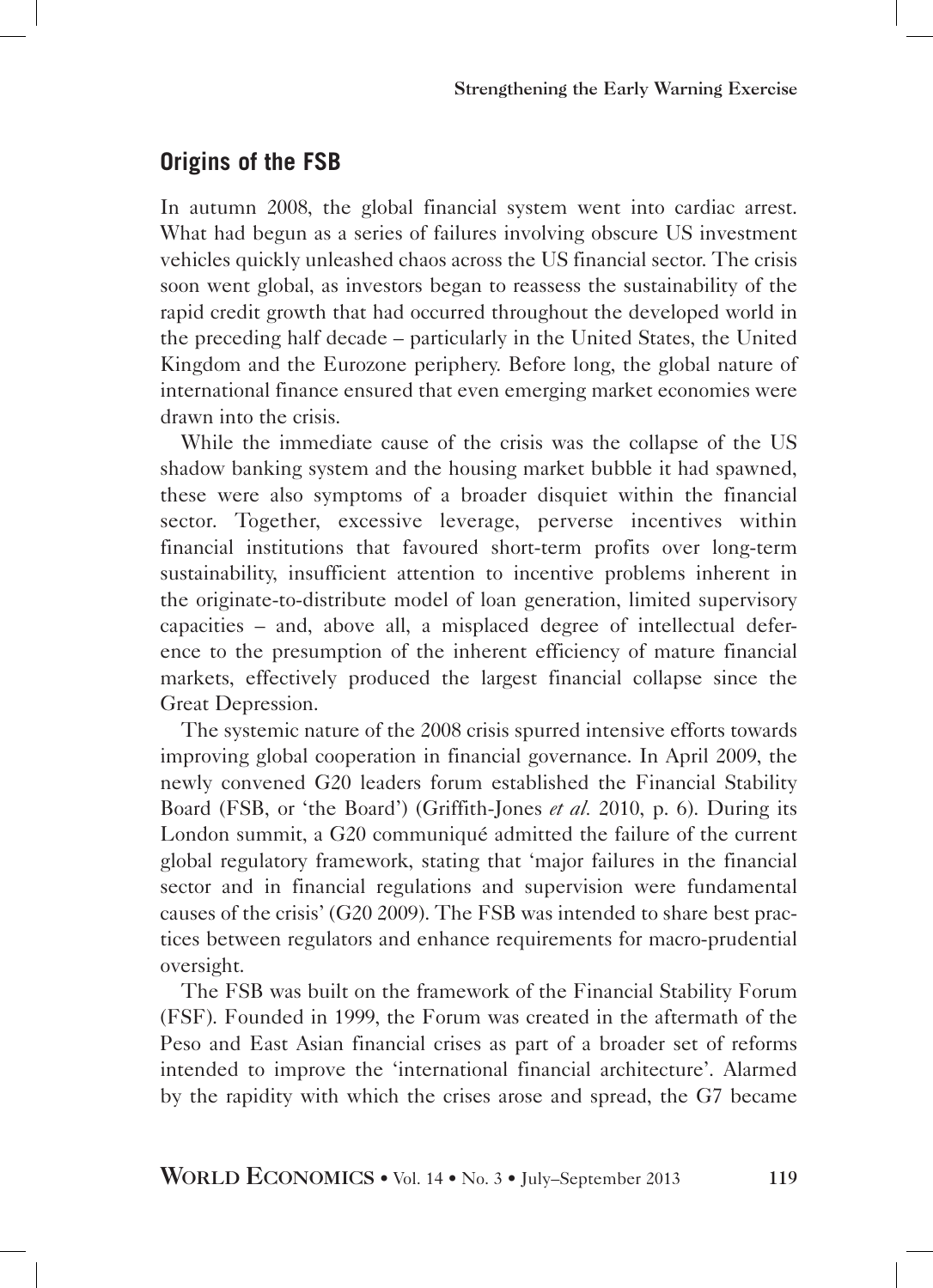## Origins of the FSB

In autumn 2008, the global financial system went into cardiac arrest. What had begun as a series of failures involving obscure US investment vehicles quickly unleashed chaos across the US financial sector. The crisis soon went global, as investors began to reassess the sustainability of the rapid credit growth that had occurred throughout the developed world in the preceding half decade – particularly in the United States, the United Kingdom and the Eurozone periphery. Before long, the global nature of international finance ensured that even emerging market economies were drawn into the crisis.

While the immediate cause of the crisis was the collapse of the US shadow banking system and the housing market bubble it had spawned, these were also symptoms of a broader disquiet within the financial sector. Together, excessive leverage, perverse incentives within financial institutions that favoured short-term profits over long-term sustainability, insufficient attention to incentive problems inherent in the originate-to-distribute model of loan generation, limited supervisory capacities – and, above all, a misplaced degree of intellectual deference to the presumption of the inherent efficiency of mature financial markets, effectively produced the largest financial collapse since the Great Depression.

The systemic nature of the 2008 crisis spurred intensive efforts towards improving global cooperation in financial governance. In April 2009, the newly convened G20 leaders forum established the Financial Stability Board (FSB, or 'the Board') (Griffith-Jones *et al.* 2010, p. 6). During its London summit, a G20 communiqué admitted the failure of the current global regulatory framework, stating that 'major failures in the financial sector and in financial regulations and supervision were fundamental causes of the crisis' (G20 2009). The FSB was intended to share best practices between regulators and enhance requirements for macro-prudential oversight.

The FSB was built on the framework of the Financial Stability Forum (FSF). Founded in 1999, the Forum was created in the aftermath of the Peso and East Asian financial crises as part of a broader set of reforms intended to improve the 'international financial architecture'. Alarmed by the rapidity with which the crises arose and spread, the G7 became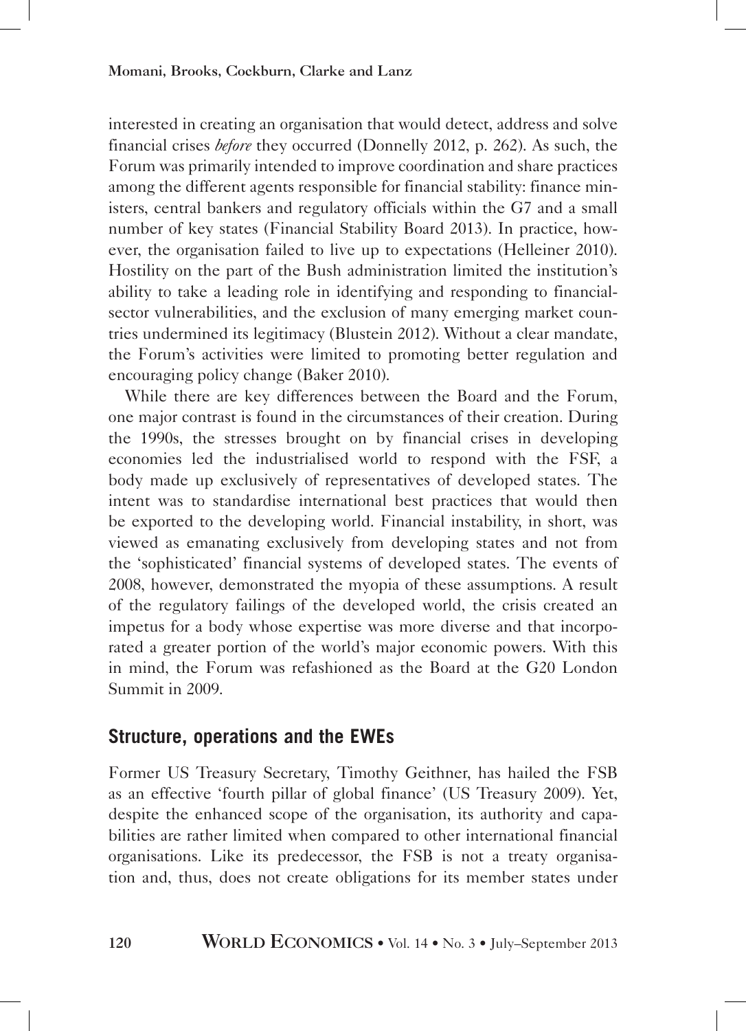interested in creating an organisation that would detect, address and solve financial crises *before* they occurred (Donnelly 2012, p. 262). As such, the Forum was primarily intended to improve coordination and share practices among the different agents responsible for financial stability: finance ministers, central bankers and regulatory officials within the G7 and a small number of key states (Financial Stability Board 2013). In practice, however, the organisation failed to live up to expectations (Helleiner 2010). Hostility on the part of the Bush administration limited the institution's ability to take a leading role in identifying and responding to financial-sector vulnerabilities, and the exclusion of many emerging market countries undermined its legitimacy (Blustein 2012). Without a clear mandate, the Forum's activities were limited to promoting better regulation and encouraging policy change (Baker 2010).

While there are key differences between the Board and the Forum, one major contrast is found in the circumstances of their creation. During the 1990s, the stresses brought on by financial crises in developing economies led the industrialised world to respond with the FSF, a body made up exclusively of representatives of developed states. The intent was to standardise international best practices that would then be exported to the developing world. Financial instability, in short, was viewed as emanating exclusively from developing states and not from the 'sophisticated' financial systems of developed states. The events of 2008, however, demonstrated the myopia of these assumptions. A result of the regulatory failings of the developed world, the crisis created an impetus for a body whose expertise was more diverse and that incorporated a greater portion of the world's major economic powers. With this in mind, the Forum was refashioned as the Board at the G20 London Summit in 2009.

## Structure, operations and the EWEs

Former US Treasury Secretary, Timothy Geithner, has hailed the FSB as an effective 'fourth pillar of global finance' (US Treasury 2009). Yet, despite the enhanced scope of the organisation, its authority and capabilities are rather limited when compared to other international financial organisations. Like its predecessor, the FSB is not a treaty organisation and, thus, does not create obligations for its member states under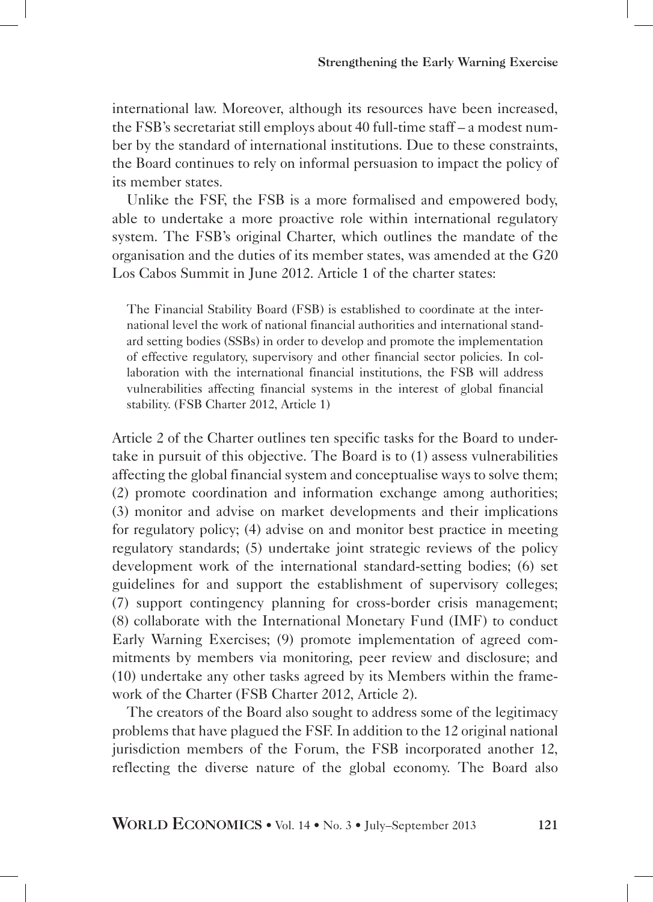international law. Moreover, although its resources have been increased, the FSB's secretariat still employs about 40 full-time staff – a modest number by the standard of international institutions. Due to these constraints, the Board continues to rely on informal persuasion to impact the policy of its member states.

Unlike the FSF, the FSB is a more formalised and empowered body, able to undertake a more proactive role within international regulatory system. The FSB's original Charter, which outlines the mandate of the organisation and the duties of its member states, was amended at the G20 Los Cabos Summit in June 2012. Article 1 of the charter states:

> The Financial Stability Board (FSB) is established to coordinate at the international level the work of national financial authorities and international standard setting bodies (SSBs) in order to develop and promote the implementation of effective regulatory, supervisory and other financial sector policies. In collaboration with the international financial institutions, the FSB will address vulnerabilities affecting financial systems in the interest of global financial stability. (FSB Charter 2012, Article 1)

Article 2 of the Charter outlines ten specific tasks for the Board to undertake in pursuit of this objective. The Board is to (1) assess vulnerabilities affecting the global financial system and conceptualise ways to solve them; (2) promote coordination and information exchange among authorities; (3) monitor and advise on market developments and their implications for regulatory policy; (4) advise on and monitor best practice in meeting regulatory standards; (5) undertake joint strategic reviews of the policy development work of the international standard-setting bodies; (6) set guidelines for and support the establishment of supervisory colleges; (7) support contingency planning for cross-border crisis management; (8) collaborate with the International Monetary Fund (IMF) to conduct Early Warning Exercises; (9) promote implementation of agreed commitments by members via monitoring, peer review and disclosure; and (10) undertake any other tasks agreed by its Members within the framework of the Charter (FSB Charter 2012, Article 2).

The creators of the Board also sought to address some of the legitimacy problems that have plagued the FSF. In addition to the 12 original national jurisdiction members of the Forum, the FSB incorporated another 12, reflecting the diverse nature of the global economy. The Board also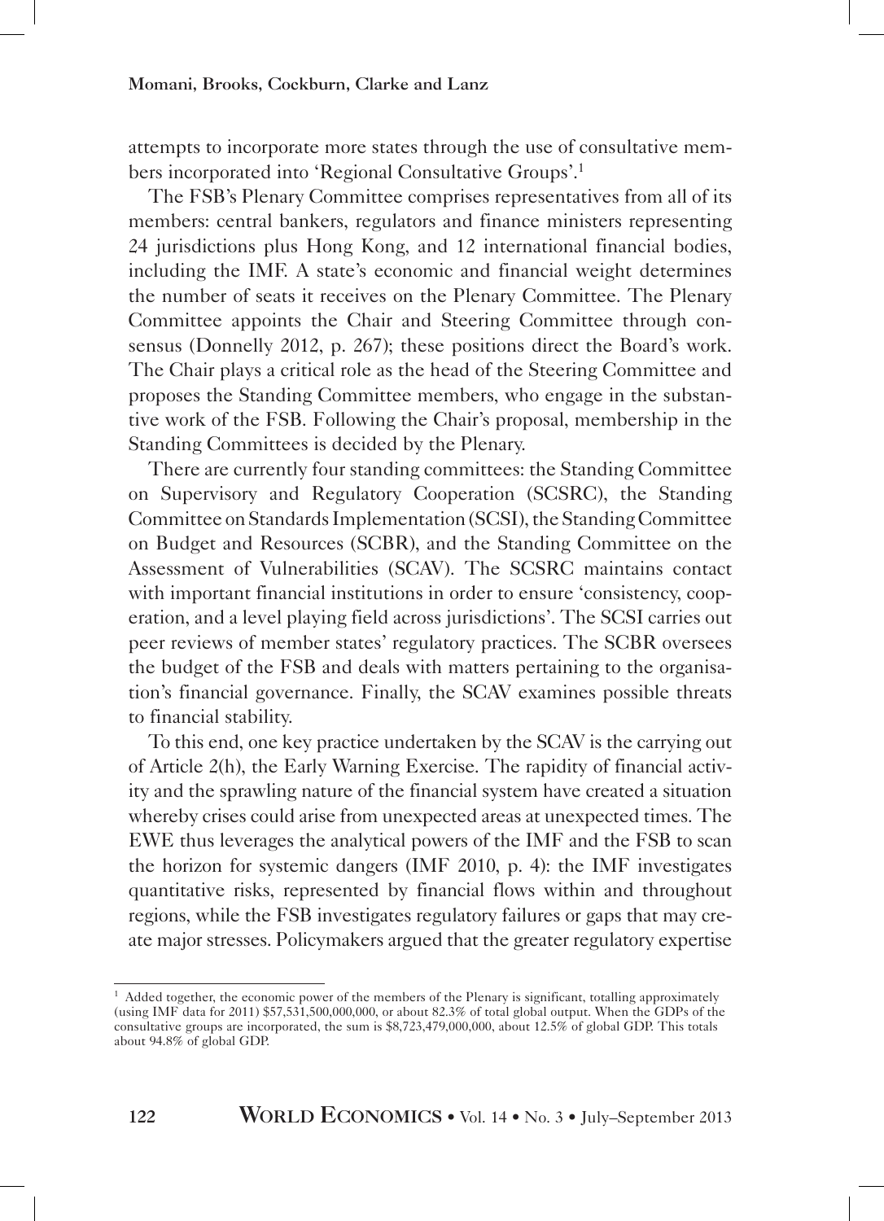attempts to incorporate more states through the use of consultative members incorporated into 'Regional Consultative Groups'.[1]

The FSB's Plenary Committee comprises representatives from all of its members: central bankers, regulators and finance ministers representing 24 jurisdictions plus Hong Kong, and 12 international financial bodies, including the IMF. A state's economic and financial weight determines the number of seats it receives on the Plenary Committee. The Plenary Committee appoints the Chair and Steering Committee through consensus (Donnelly 2012, p. 267); these positions direct the Board's work. The Chair plays a critical role as the head of the Steering Committee and proposes the Standing Committee members, who engage in the substantive work of the FSB. Following the Chair's proposal, membership in the Standing Committees is decided by the Plenary.

There are currently four standing committees: the Standing Committee on Supervisory and Regulatory Cooperation (SCSRC), the Standing Committee on Standards Implementation (SCSI), the Standing Committee on Budget and Resources (SCBR), and the Standing Committee on the Assessment of Vulnerabilities (SCAV). The SCSRC maintains contact with important financial institutions in order to ensure 'consistency, cooperation, and a level playing field across jurisdictions'. The SCSI carries out peer reviews of member states' regulatory practices. The SCBR oversees the budget of the FSB and deals with matters pertaining to the organisation's financial governance. Finally, the SCAV examines possible threats to financial stability.

To this end, one key practice undertaken by the SCAV is the carrying out of Article 2(h), the Early Warning Exercise. The rapidity of financial activity and the sprawling nature of the financial system have created a situation whereby crises could arise from unexpected areas at unexpected times. The EWE thus leverages the analytical powers of the IMF and the FSB to scan the horizon for systemic dangers (IMF 2010, p. 4): the IMF investigates quantitative risks, represented by financial flows within and throughout regions, while the FSB investigates regulatory failures or gaps that may create major stresses. Policymakers argued that the greater regulatory expertise

---

[1] Added together, the economic power of the members of the Plenary is significant, totalling approximately (using IMF data for 2011) $57,531,500,000,000, or about 82.3% of total global output. When the GDPs of the consultative groups are incorporated, the sum is $8,723,479,000,000, about 12.5% of global GDP. This totals about 94.8% of global GDP.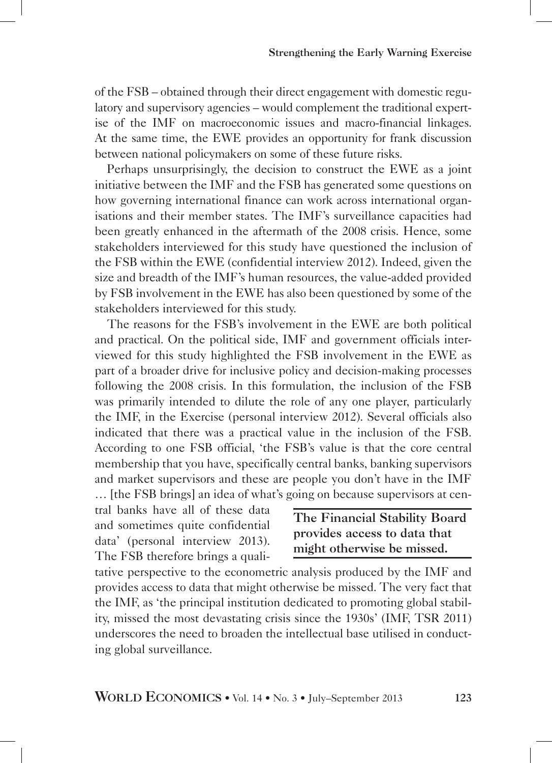of the FSB – obtained through their direct engagement with domestic regulatory and supervisory agencies – would complement the traditional expertise of the IMF on macroeconomic issues and macro-financial linkages. At the same time, the EWE provides an opportunity for frank discussion between national policymakers on some of these future risks.

Perhaps unsurprisingly, the decision to construct the EWE as a joint initiative between the IMF and the FSB has generated some questions on how governing international finance can work across international organisations and their member states. The IMF's surveillance capacities had been greatly enhanced in the aftermath of the 2008 crisis. Hence, some stakeholders interviewed for this study have questioned the inclusion of the FSB within the EWE (confidential interview 2012). Indeed, given the size and breadth of the IMF's human resources, the value-added provided by FSB involvement in the EWE has also been questioned by some of the stakeholders interviewed for this study.

The reasons for the FSB's involvement in the EWE are both political and practical. On the political side, IMF and government officials interviewed for this study highlighted the FSB involvement in the EWE as part of a broader drive for inclusive policy and decision-making processes following the 2008 crisis. In this formulation, the inclusion of the FSB was primarily intended to dilute the role of any one player, particularly the IMF, in the Exercise (personal interview 2012). Several officials also indicated that there was a practical value in the inclusion of the FSB. According to one FSB official, 'the FSB's value is that the core central membership that you have, specifically central banks, banking supervisors and market supervisors and these are people you don't have in the IMF … [the FSB brings] an idea of what's going on because supervisors at central banks have all of these data and sometimes quite confidential data' (personal interview 2013). The FSB therefore brings a qualitative perspective to the econometric analysis produced by the IMF and provides access to data that might otherwise be missed. The very fact that the IMF, as 'the principal institution dedicated to promoting global stability, missed the most devastating crisis since the 1930s' (IMF, TSR 2011) underscores the need to broaden the intellectual base utilised in conducting global surveillance.

**The Financial Stability Board provides access to data that might otherwise be missed.**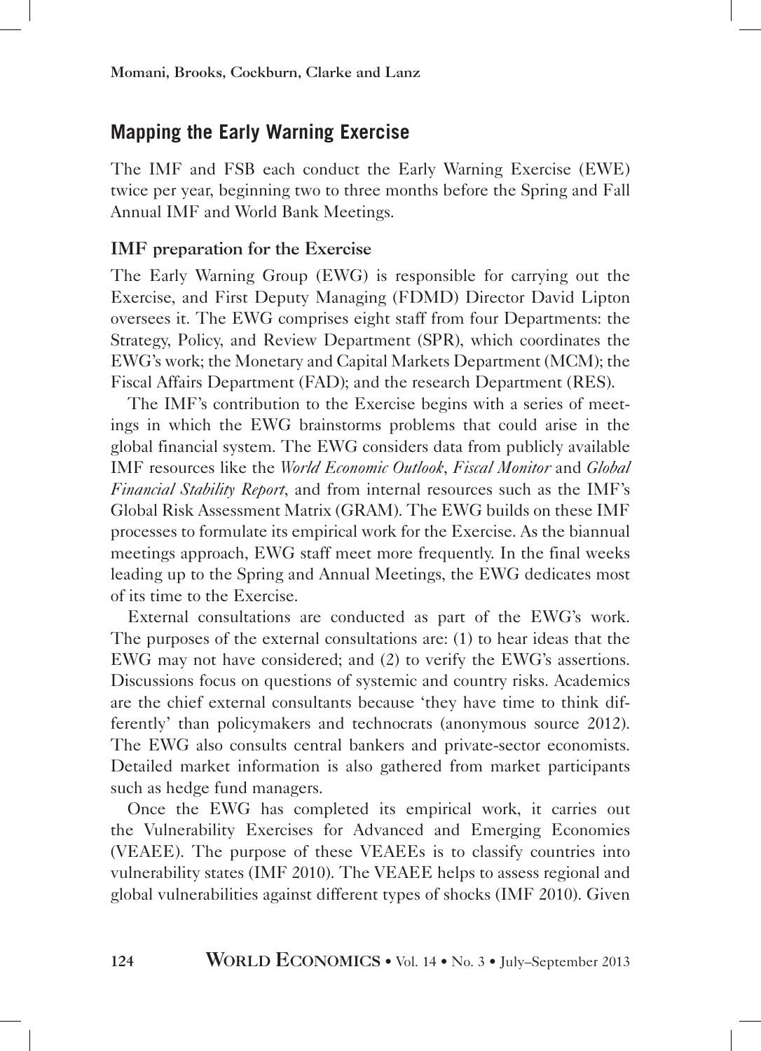## Mapping the Early Warning Exercise

The IMF and FSB each conduct the Early Warning Exercise (EWE) twice per year, beginning two to three months before the Spring and Fall Annual IMF and World Bank Meetings.

### IMF preparation for the Exercise

The Early Warning Group (EWG) is responsible for carrying out the Exercise, and First Deputy Managing (FDMD) Director David Lipton oversees it. The EWG comprises eight staff from four Departments: the Strategy, Policy, and Review Department (SPR), which coordinates the EWG's work; the Monetary and Capital Markets Department (MCM); the Fiscal Affairs Department (FAD); and the research Department (RES).

The IMF's contribution to the Exercise begins with a series of meetings in which the EWG brainstorms problems that could arise in the global financial system. The EWG considers data from publicly available IMF resources like the *World Economic Outlook*, *Fiscal Monitor* and *Global Financial Stability Report*, and from internal resources such as the IMF's Global Risk Assessment Matrix (GRAM). The EWG builds on these IMF processes to formulate its empirical work for the Exercise. As the biannual meetings approach, EWG staff meet more frequently. In the final weeks leading up to the Spring and Annual Meetings, the EWG dedicates most of its time to the Exercise.

External consultations are conducted as part of the EWG's work. The purposes of the external consultations are: (1) to hear ideas that the EWG may not have considered; and (2) to verify the EWG's assertions. Discussions focus on questions of systemic and country risks. Academics are the chief external consultants because 'they have time to think differently' than policymakers and technocrats (anonymous source 2012). The EWG also consults central bankers and private-sector economists. Detailed market information is also gathered from market participants such as hedge fund managers.

Once the EWG has completed its empirical work, it carries out the Vulnerability Exercises for Advanced and Emerging Economies (VEAEE). The purpose of these VEAEEs is to classify countries into vulnerability states (IMF 2010). The VEAEE helps to assess regional and global vulnerabilities against different types of shocks (IMF 2010). Given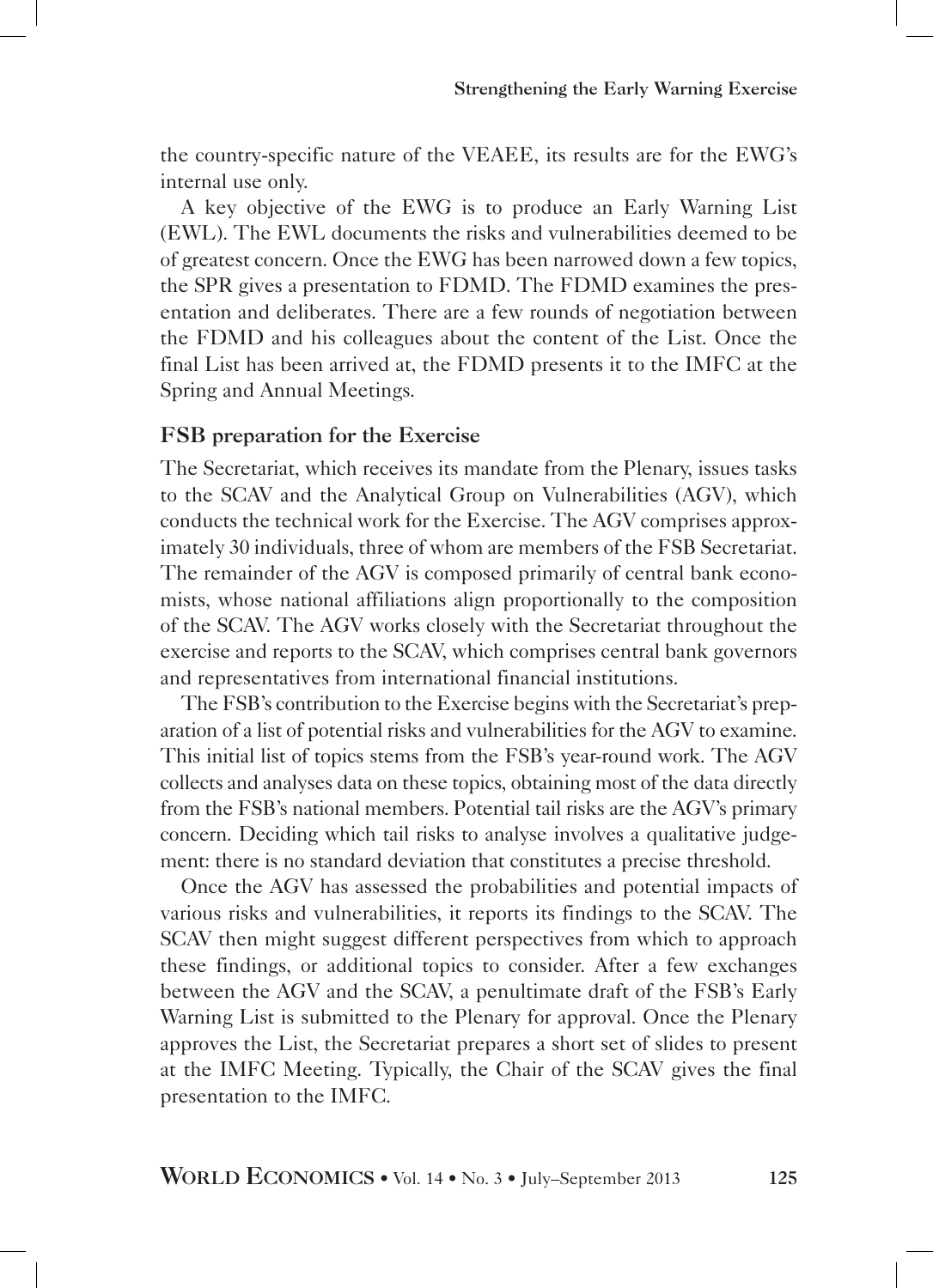the country-specific nature of the VEAEE, its results are for the EWG's internal use only.

A key objective of the EWG is to produce an Early Warning List (EWL). The EWL documents the risks and vulnerabilities deemed to be of greatest concern. Once the EWG has been narrowed down a few topics, the SPR gives a presentation to FDMD. The FDMD examines the presentation and deliberates. There are a few rounds of negotiation between the FDMD and his colleagues about the content of the List. Once the final List has been arrived at, the FDMD presents it to the IMFC at the Spring and Annual Meetings.

### FSB preparation for the Exercise

The Secretariat, which receives its mandate from the Plenary, issues tasks to the SCAV and the Analytical Group on Vulnerabilities (AGV), which conducts the technical work for the Exercise. The AGV comprises approximately 30 individuals, three of whom are members of the FSB Secretariat. The remainder of the AGV is composed primarily of central bank economists, whose national affiliations align proportionally to the composition of the SCAV. The AGV works closely with the Secretariat throughout the exercise and reports to the SCAV, which comprises central bank governors and representatives from international financial institutions.

The FSB's contribution to the Exercise begins with the Secretariat's preparation of a list of potential risks and vulnerabilities for the AGV to examine. This initial list of topics stems from the FSB's year-round work. The AGV collects and analyses data on these topics, obtaining most of the data directly from the FSB's national members. Potential tail risks are the AGV's primary concern. Deciding which tail risks to analyse involves a qualitative judgement: there is no standard deviation that constitutes a precise threshold.

Once the AGV has assessed the probabilities and potential impacts of various risks and vulnerabilities, it reports its findings to the SCAV. The SCAV then might suggest different perspectives from which to approach these findings, or additional topics to consider. After a few exchanges between the AGV and the SCAV, a penultimate draft of the FSB's Early Warning List is submitted to the Plenary for approval. Once the Plenary approves the List, the Secretariat prepares a short set of slides to present at the IMFC Meeting. Typically, the Chair of the SCAV gives the final presentation to the IMFC.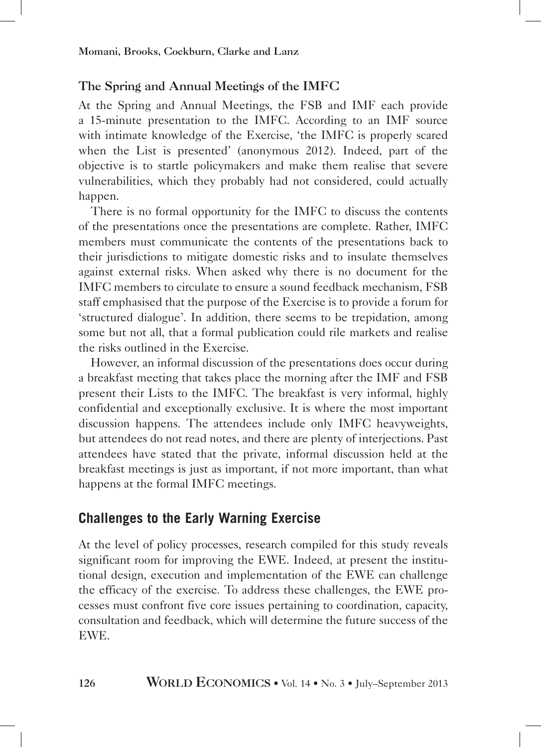### The Spring and Annual Meetings of the IMFC

At the Spring and Annual Meetings, the FSB and IMF each provide a 15-minute presentation to the IMFC. According to an IMF source with intimate knowledge of the Exercise, 'the IMFC is properly scared when the List is presented' (anonymous 2012). Indeed, part of the objective is to startle policymakers and make them realise that severe vulnerabilities, which they probably had not considered, could actually happen.

There is no formal opportunity for the IMFC to discuss the contents of the presentations once the presentations are complete. Rather, IMFC members must communicate the contents of the presentations back to their jurisdictions to mitigate domestic risks and to insulate themselves against external risks. When asked why there is no document for the IMFC members to circulate to ensure a sound feedback mechanism, FSB staff emphasised that the purpose of the Exercise is to provide a forum for 'structured dialogue'. In addition, there seems to be trepidation, among some but not all, that a formal publication could rile markets and realise the risks outlined in the Exercise.

However, an informal discussion of the presentations does occur during a breakfast meeting that takes place the morning after the IMF and FSB present their Lists to the IMFC. The breakfast is very informal, highly confidential and exceptionally exclusive. It is where the most important discussion happens. The attendees include only IMFC heavyweights, but attendees do not read notes, and there are plenty of interjections. Past attendees have stated that the private, informal discussion held at the breakfast meetings is just as important, if not more important, than what happens at the formal IMFC meetings.

## Challenges to the Early Warning Exercise

At the level of policy processes, research compiled for this study reveals significant room for improving the EWE. Indeed, at present the institutional design, execution and implementation of the EWE can challenge the efficacy of the exercise. To address these challenges, the EWE processes must confront five core issues pertaining to coordination, capacity, consultation and feedback, which will determine the future success of the EWE.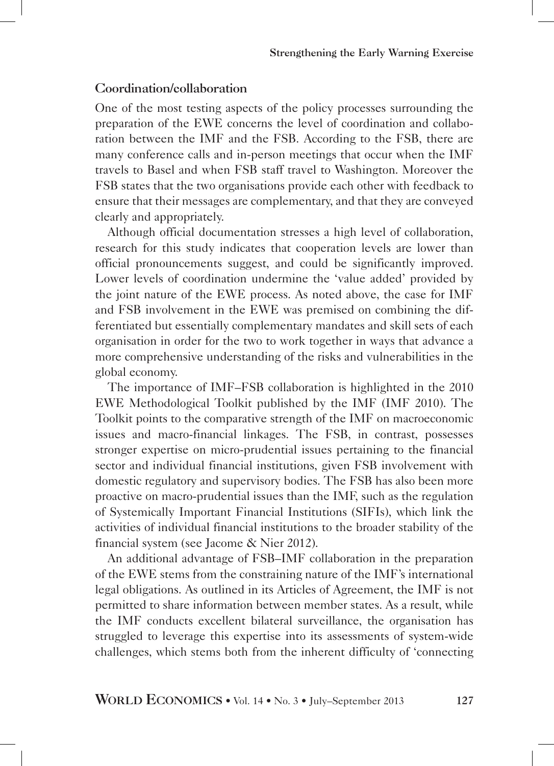## Coordination/collaboration

One of the most testing aspects of the policy processes surrounding the preparation of the EWE concerns the level of coordination and collaboration between the IMF and the FSB. According to the FSB, there are many conference calls and in-person meetings that occur when the IMF travels to Basel and when FSB staff travel to Washington. Moreover the FSB states that the two organisations provide each other with feedback to ensure that their messages are complementary, and that they are conveyed clearly and appropriately.

Although official documentation stresses a high level of collaboration, research for this study indicates that cooperation levels are lower than official pronouncements suggest, and could be significantly improved. Lower levels of coordination undermine the 'value added' provided by the joint nature of the EWE process. As noted above, the case for IMF and FSB involvement in the EWE was premised on combining the differentiated but essentially complementary mandates and skill sets of each organisation in order for the two to work together in ways that advance a more comprehensive understanding of the risks and vulnerabilities in the global economy.

The importance of IMF–FSB collaboration is highlighted in the 2010 EWE Methodological Toolkit published by the IMF (IMF 2010). The Toolkit points to the comparative strength of the IMF on macroeconomic issues and macro-financial linkages. The FSB, in contrast, possesses stronger expertise on micro-prudential issues pertaining to the financial sector and individual financial institutions, given FSB involvement with domestic regulatory and supervisory bodies. The FSB has also been more proactive on macro-prudential issues than the IMF, such as the regulation of Systemically Important Financial Institutions (SIFIs), which link the activities of individual financial institutions to the broader stability of the financial system (see Jacome & Nier 2012).

An additional advantage of FSB–IMF collaboration in the preparation of the EWE stems from the constraining nature of the IMF's international legal obligations. As outlined in its Articles of Agreement, the IMF is not permitted to share information between member states. As a result, while the IMF conducts excellent bilateral surveillance, the organisation has struggled to leverage this expertise into its assessments of system-wide challenges, which stems both from the inherent difficulty of 'connecting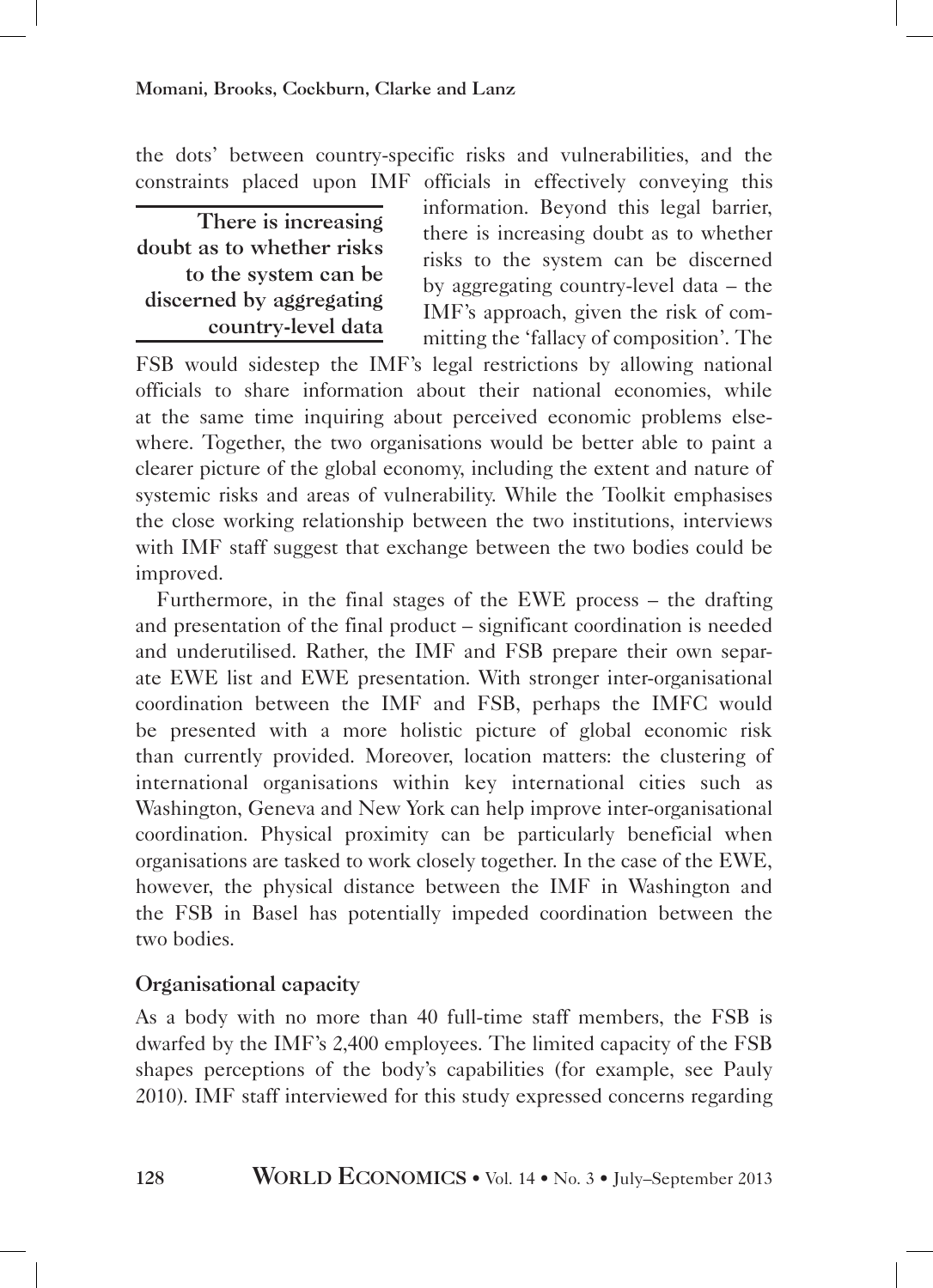the dots' between country-specific risks and vulnerabilities, and the constraints placed upon IMF officials in effectively conveying this information. Beyond this legal barrier, there is increasing doubt as to whether risks to the system can be discerned by aggregating country-level data – the IMF's approach, given the risk of committing the 'fallacy of composition'. The FSB would sidestep the IMF's legal restrictions by allowing national officials to share information about their national economies, while at the same time inquiring about perceived economic problems elsewhere. Together, the two organisations would be better able to paint a clearer picture of the global economy, including the extent and nature of systemic risks and areas of vulnerability. While the Toolkit emphasises the close working relationship between the two institutions, interviews with IMF staff suggest that exchange between the two bodies could be improved.

> **There is increasing doubt as to whether risks to the system can be discerned by aggregating country-level data**

Furthermore, in the final stages of the EWE process – the drafting and presentation of the final product – significant coordination is needed and underutilised. Rather, the IMF and FSB prepare their own separate EWE list and EWE presentation. With stronger inter-organisational coordination between the IMF and FSB, perhaps the IMFC would be presented with a more holistic picture of global economic risk than currently provided. Moreover, location matters: the clustering of international organisations within key international cities such as Washington, Geneva and New York can help improve inter-organisational coordination. Physical proximity can be particularly beneficial when organisations are tasked to work closely together. In the case of the EWE, however, the physical distance between the IMF in Washington and the FSB in Basel has potentially impeded coordination between the two bodies.

### Organisational capacity

As a body with no more than 40 full-time staff members, the FSB is dwarfed by the IMF's 2,400 employees. The limited capacity of the FSB shapes perceptions of the body's capabilities (for example, see Pauly 2010). IMF staff interviewed for this study expressed concerns regarding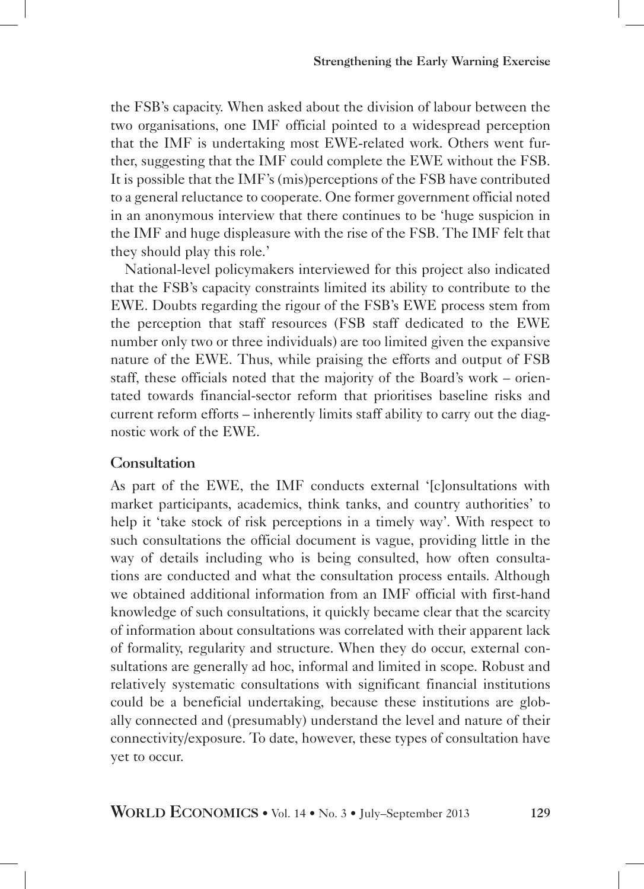the FSB's capacity. When asked about the division of labour between the two organisations, one IMF official pointed to a widespread perception that the IMF is undertaking most EWE-related work. Others went further, suggesting that the IMF could complete the EWE without the FSB. It is possible that the IMF's (mis)perceptions of the FSB have contributed to a general reluctance to cooperate. One former government official noted in an anonymous interview that there continues to be 'huge suspicion in the IMF and huge displeasure with the rise of the FSB. The IMF felt that they should play this role.'

National-level policymakers interviewed for this project also indicated that the FSB's capacity constraints limited its ability to contribute to the EWE. Doubts regarding the rigour of the FSB's EWE process stem from the perception that staff resources (FSB staff dedicated to the EWE number only two or three individuals) are too limited given the expansive nature of the EWE. Thus, while praising the efforts and output of FSB staff, these officials noted that the majority of the Board's work – orientated towards financial-sector reform that prioritises baseline risks and current reform efforts – inherently limits staff ability to carry out the diagnostic work of the EWE.

### Consultation

As part of the EWE, the IMF conducts external '[c]onsultations with market participants, academics, think tanks, and country authorities' to help it 'take stock of risk perceptions in a timely way'. With respect to such consultations the official document is vague, providing little in the way of details including who is being consulted, how often consultations are conducted and what the consultation process entails. Although we obtained additional information from an IMF official with first-hand knowledge of such consultations, it quickly became clear that the scarcity of information about consultations was correlated with their apparent lack of formality, regularity and structure. When they do occur, external consultations are generally ad hoc, informal and limited in scope. Robust and relatively systematic consultations with significant financial institutions could be a beneficial undertaking, because these institutions are globally connected and (presumably) understand the level and nature of their connectivity/exposure. To date, however, these types of consultation have yet to occur.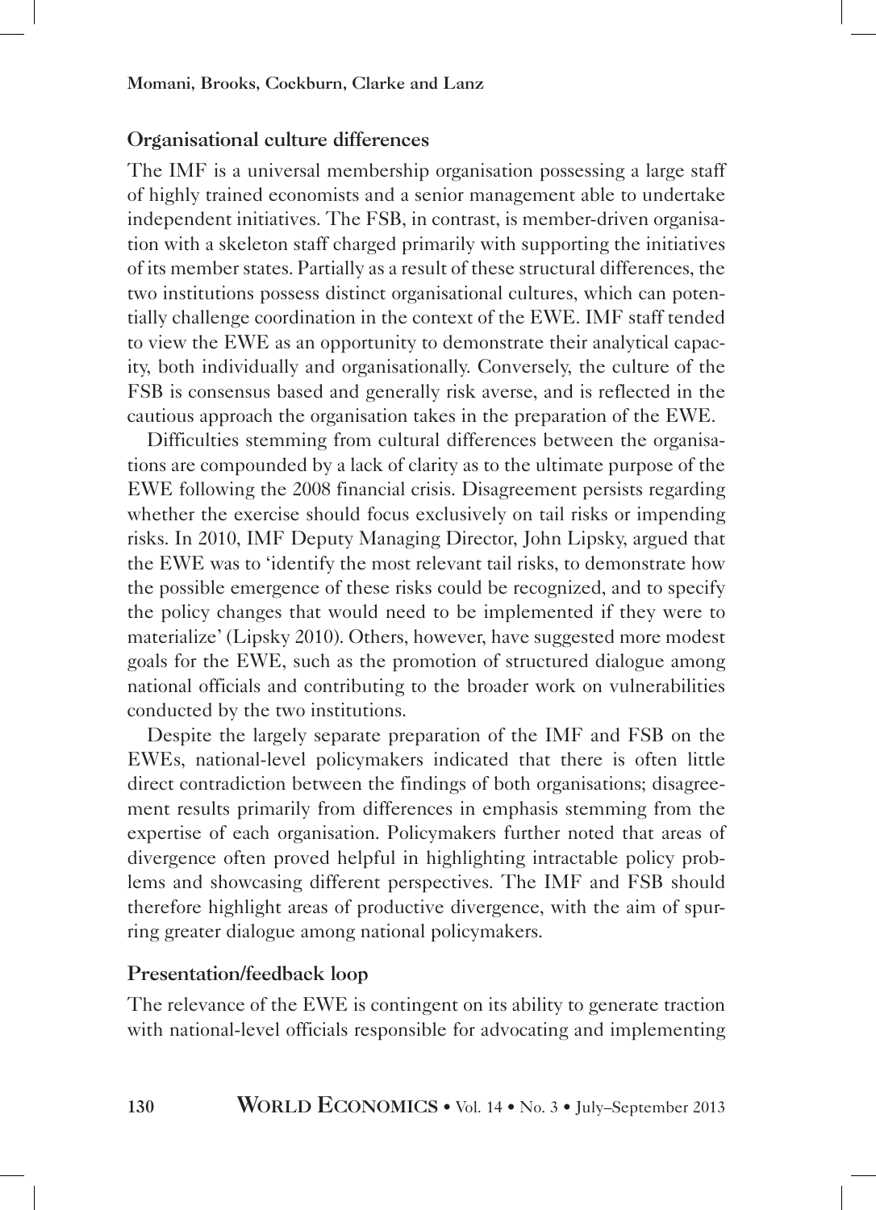## Organisational culture differences

The IMF is a universal membership organisation possessing a large staff of highly trained economists and a senior management able to undertake independent initiatives. The FSB, in contrast, is member-driven organisation with a skeleton staff charged primarily with supporting the initiatives of its member states. Partially as a result of these structural differences, the two institutions possess distinct organisational cultures, which can potentially challenge coordination in the context of the EWE. IMF staff tended to view the EWE as an opportunity to demonstrate their analytical capacity, both individually and organisationally. Conversely, the culture of the FSB is consensus based and generally risk averse, and is reflected in the cautious approach the organisation takes in the preparation of the EWE.

Difficulties stemming from cultural differences between the organisations are compounded by a lack of clarity as to the ultimate purpose of the EWE following the 2008 financial crisis. Disagreement persists regarding whether the exercise should focus exclusively on tail risks or impending risks. In 2010, IMF Deputy Managing Director, John Lipsky, argued that the EWE was to 'identify the most relevant tail risks, to demonstrate how the possible emergence of these risks could be recognized, and to specify the policy changes that would need to be implemented if they were to materialize' (Lipsky 2010). Others, however, have suggested more modest goals for the EWE, such as the promotion of structured dialogue among national officials and contributing to the broader work on vulnerabilities conducted by the two institutions.

Despite the largely separate preparation of the IMF and FSB on the EWEs, national-level policymakers indicated that there is often little direct contradiction between the findings of both organisations; disagreement results primarily from differences in emphasis stemming from the expertise of each organisation. Policymakers further noted that areas of divergence often proved helpful in highlighting intractable policy problems and showcasing different perspectives. The IMF and FSB should therefore highlight areas of productive divergence, with the aim of spurring greater dialogue among national policymakers.

## Presentation/feedback loop

The relevance of the EWE is contingent on its ability to generate traction with national-level officials responsible for advocating and implementing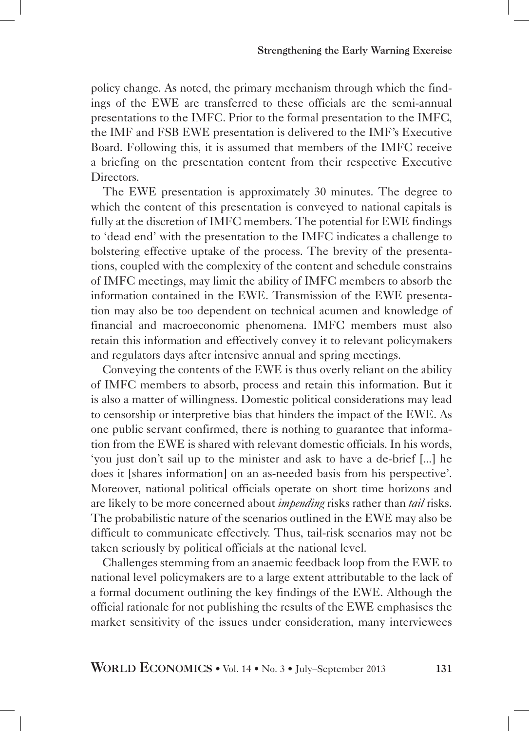policy change. As noted, the primary mechanism through which the findings of the EWE are transferred to these officials are the semi-annual presentations to the IMFC. Prior to the formal presentation to the IMFC, the IMF and FSB EWE presentation is delivered to the IMF's Executive Board. Following this, it is assumed that members of the IMFC receive a briefing on the presentation content from their respective Executive Directors.

The EWE presentation is approximately 30 minutes. The degree to which the content of this presentation is conveyed to national capitals is fully at the discretion of IMFC members. The potential for EWE findings to 'dead end' with the presentation to the IMFC indicates a challenge to bolstering effective uptake of the process. The brevity of the presentations, coupled with the complexity of the content and schedule constrains of IMFC meetings, may limit the ability of IMFC members to absorb the information contained in the EWE. Transmission of the EWE presentation may also be too dependent on technical acumen and knowledge of financial and macroeconomic phenomena. IMFC members must also retain this information and effectively convey it to relevant policymakers and regulators days after intensive annual and spring meetings.

Conveying the contents of the EWE is thus overly reliant on the ability of IMFC members to absorb, process and retain this information. But it is also a matter of willingness. Domestic political considerations may lead to censorship or interpretive bias that hinders the impact of the EWE. As one public servant confirmed, there is nothing to guarantee that information from the EWE is shared with relevant domestic officials. In his words, 'you just don't sail up to the minister and ask to have a de-brief [...] he does it [shares information] on an as-needed basis from his perspective'. Moreover, national political officials operate on short time horizons and are likely to be more concerned about *impending* risks rather than *tail* risks. The probabilistic nature of the scenarios outlined in the EWE may also be difficult to communicate effectively. Thus, tail-risk scenarios may not be taken seriously by political officials at the national level.

Challenges stemming from an anaemic feedback loop from the EWE to national level policymakers are to a large extent attributable to the lack of a formal document outlining the key findings of the EWE. Although the official rationale for not publishing the results of the EWE emphasises the market sensitivity of the issues under consideration, many interviewees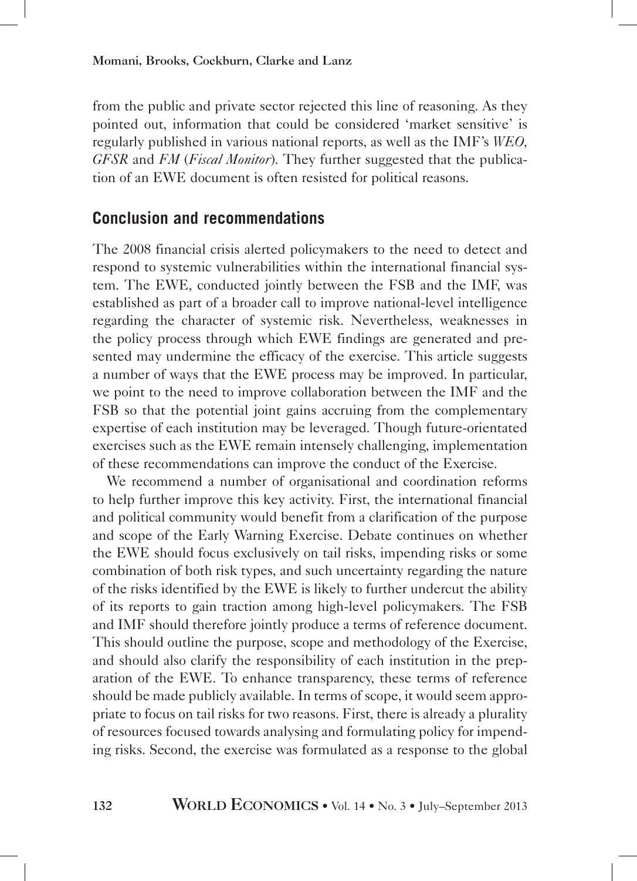from the public and private sector rejected this line of reasoning. As they pointed out, information that could be considered 'market sensitive' is regularly published in various national reports, as well as the IMF's *WEO, GFSR* and *FM* (*Fiscal Monitor*). They further suggested that the publication of an EWE document is often resisted for political reasons.

## Conclusion and recommendations

The 2008 financial crisis alerted policymakers to the need to detect and respond to systemic vulnerabilities within the international financial system. The EWE, conducted jointly between the FSB and the IMF, was established as part of a broader call to improve national-level intelligence regarding the character of systemic risk. Nevertheless, weaknesses in the policy process through which EWE findings are generated and presented may undermine the efficacy of the exercise. This article suggests a number of ways that the EWE process may be improved. In particular, we point to the need to improve collaboration between the IMF and the FSB so that the potential joint gains accruing from the complementary expertise of each institution may be leveraged. Though future-orientated exercises such as the EWE remain intensely challenging, implementation of these recommendations can improve the conduct of the Exercise.

We recommend a number of organisational and coordination reforms to help further improve this key activity. First, the international financial and political community would benefit from a clarification of the purpose and scope of the Early Warning Exercise. Debate continues on whether the EWE should focus exclusively on tail risks, impending risks or some combination of both risk types, and such uncertainty regarding the nature of the risks identified by the EWE is likely to further undercut the ability of its reports to gain traction among high-level policymakers. The FSB and IMF should therefore jointly produce a terms of reference document. This should outline the purpose, scope and methodology of the Exercise, and should also clarify the responsibility of each institution in the preparation of the EWE. To enhance transparency, these terms of reference should be made publicly available. In terms of scope, it would seem appropriate to focus on tail risks for two reasons. First, there is already a plurality of resources focused towards analysing and formulating policy for impending risks. Second, the exercise was formulated as a response to the global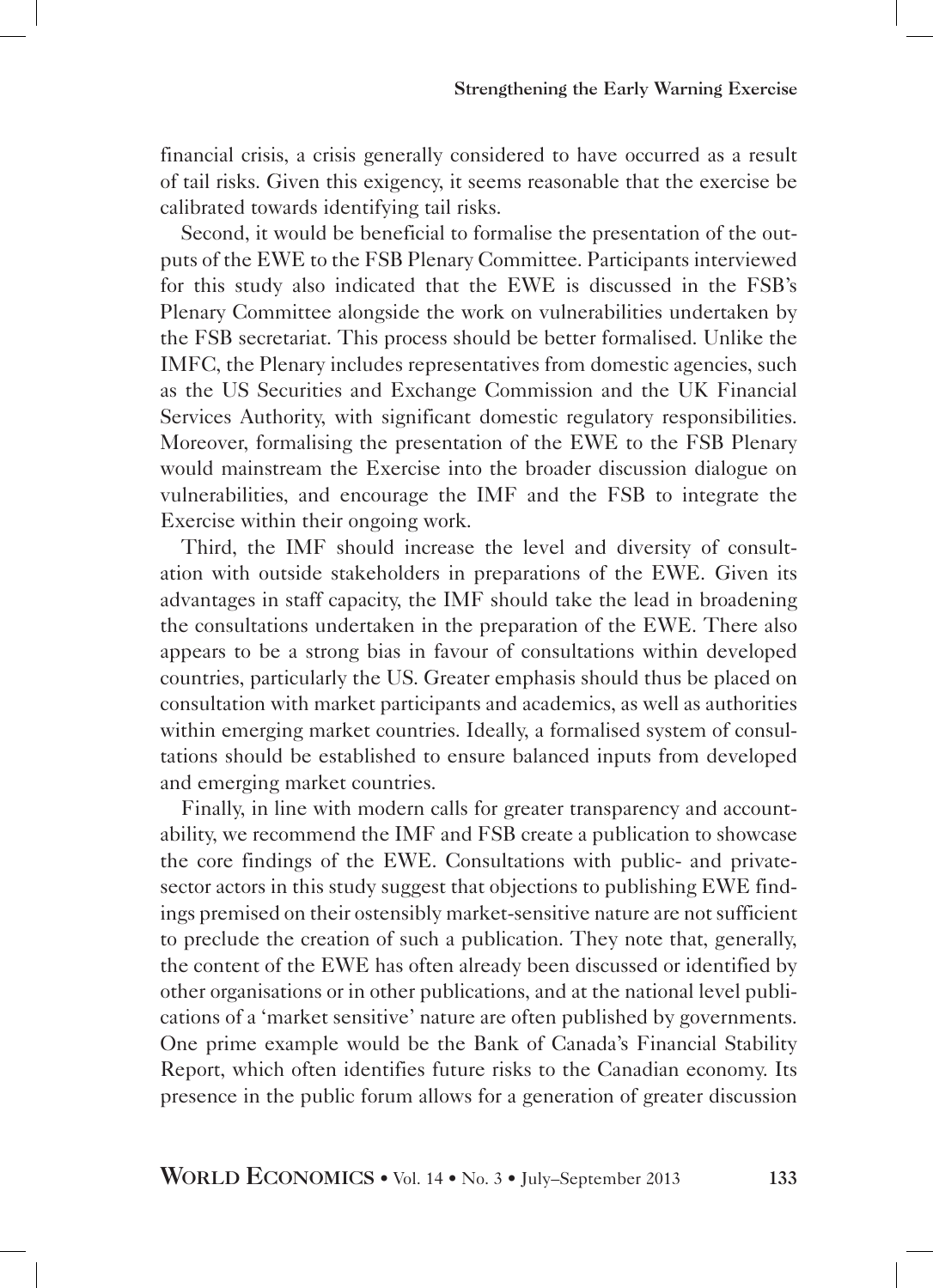financial crisis, a crisis generally considered to have occurred as a result of tail risks. Given this exigency, it seems reasonable that the exercise be calibrated towards identifying tail risks.

Second, it would be beneficial to formalise the presentation of the outputs of the EWE to the FSB Plenary Committee. Participants interviewed for this study also indicated that the EWE is discussed in the FSB's Plenary Committee alongside the work on vulnerabilities undertaken by the FSB secretariat. This process should be better formalised. Unlike the IMFC, the Plenary includes representatives from domestic agencies, such as the US Securities and Exchange Commission and the UK Financial Services Authority, with significant domestic regulatory responsibilities. Moreover, formalising the presentation of the EWE to the FSB Plenary would mainstream the Exercise into the broader discussion dialogue on vulnerabilities, and encourage the IMF and the FSB to integrate the Exercise within their ongoing work.

Third, the IMF should increase the level and diversity of consultation with outside stakeholders in preparations of the EWE. Given its advantages in staff capacity, the IMF should take the lead in broadening the consultations undertaken in the preparation of the EWE. There also appears to be a strong bias in favour of consultations within developed countries, particularly the US. Greater emphasis should thus be placed on consultation with market participants and academics, as well as authorities within emerging market countries. Ideally, a formalised system of consultations should be established to ensure balanced inputs from developed and emerging market countries.

Finally, in line with modern calls for greater transparency and accountability, we recommend the IMF and FSB create a publication to showcase the core findings of the EWE. Consultations with public- and private-sector actors in this study suggest that objections to publishing EWE findings premised on their ostensibly market-sensitive nature are not sufficient to preclude the creation of such a publication. They note that, generally, the content of the EWE has often already been discussed or identified by other organisations or in other publications, and at the national level publications of a 'market sensitive' nature are often published by governments. One prime example would be the Bank of Canada's Financial Stability Report, which often identifies future risks to the Canadian economy. Its presence in the public forum allows for a generation of greater discussion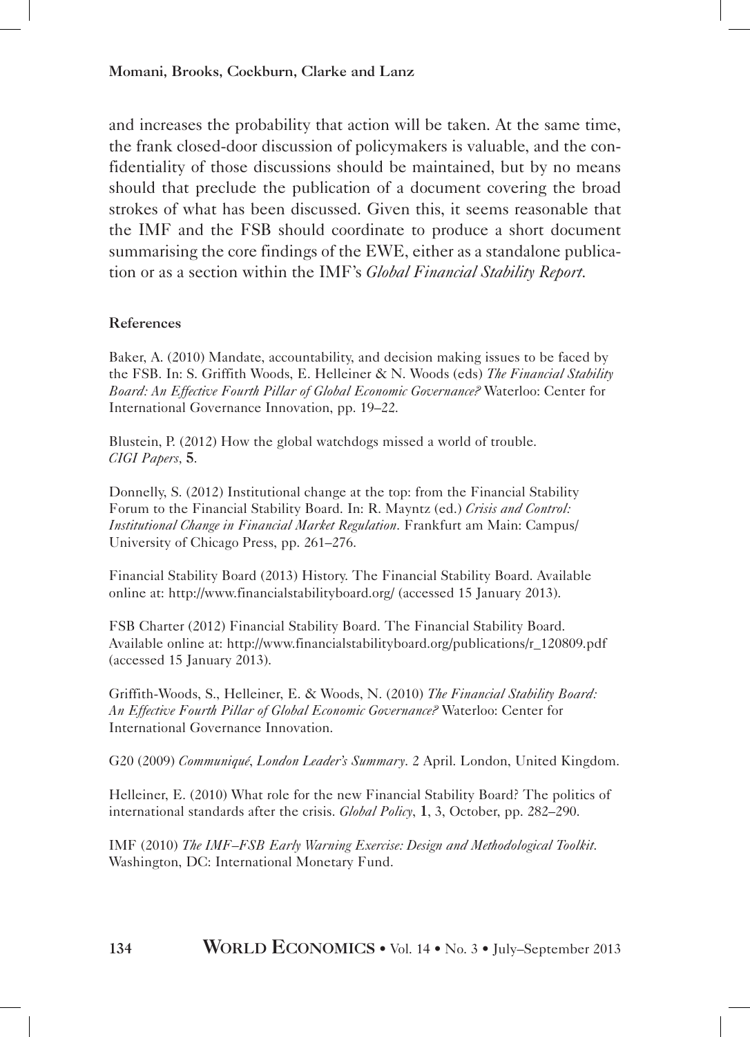and increases the probability that action will be taken. At the same time, the frank closed-door discussion of policymakers is valuable, and the confidentiality of those discussions should be maintained, but by no means should that preclude the publication of a document covering the broad strokes of what has been discussed. Given this, it seems reasonable that the IMF and the FSB should coordinate to produce a short document summarising the core findings of the EWE, either as a standalone publication or as a section within the IMF's *Global Financial Stability Report*.

#### References

Baker, A. (2010) Mandate, accountability, and decision making issues to be faced by the FSB. In: S. Griffith Woods, E. Helleiner & N. Woods (eds) *The Financial Stability Board: An Effective Fourth Pillar of Global Economic Governance?* Waterloo: Center for International Governance Innovation, pp. 19–22.

Blustein, P. (2012) How the global watchdogs missed a world of trouble. *CIGI Papers*, **5**.

Donnelly, S. (2012) Institutional change at the top: from the Financial Stability Forum to the Financial Stability Board. In: R. Mayntz (ed.) *Crisis and Control: Institutional Change in Financial Market Regulation*. Frankfurt am Main: Campus/University of Chicago Press, pp. 261–276.

Financial Stability Board (2013) History. The Financial Stability Board. Available online at: http://www.financialstabilityboard.org/ (accessed 15 January 2013).

FSB Charter (2012) Financial Stability Board. The Financial Stability Board. Available online at: http://www.financialstabilityboard.org/publications/r_120809.pdf (accessed 15 January 2013).

Griffith-Woods, S., Helleiner, E. & Woods, N. (2010) *The Financial Stability Board: An Effective Fourth Pillar of Global Economic Governance?* Waterloo: Center for International Governance Innovation.

G20 (2009) *Communiqué, London Leader's Summary*. 2 April. London, United Kingdom.

Helleiner, E. (2010) What role for the new Financial Stability Board? The politics of international standards after the crisis. *Global Policy*, **1**, 3, October, pp. 282–290.

IMF (2010) *The IMF–FSB Early Warning Exercise: Design and Methodological Toolkit*. Washington, DC: International Monetary Fund.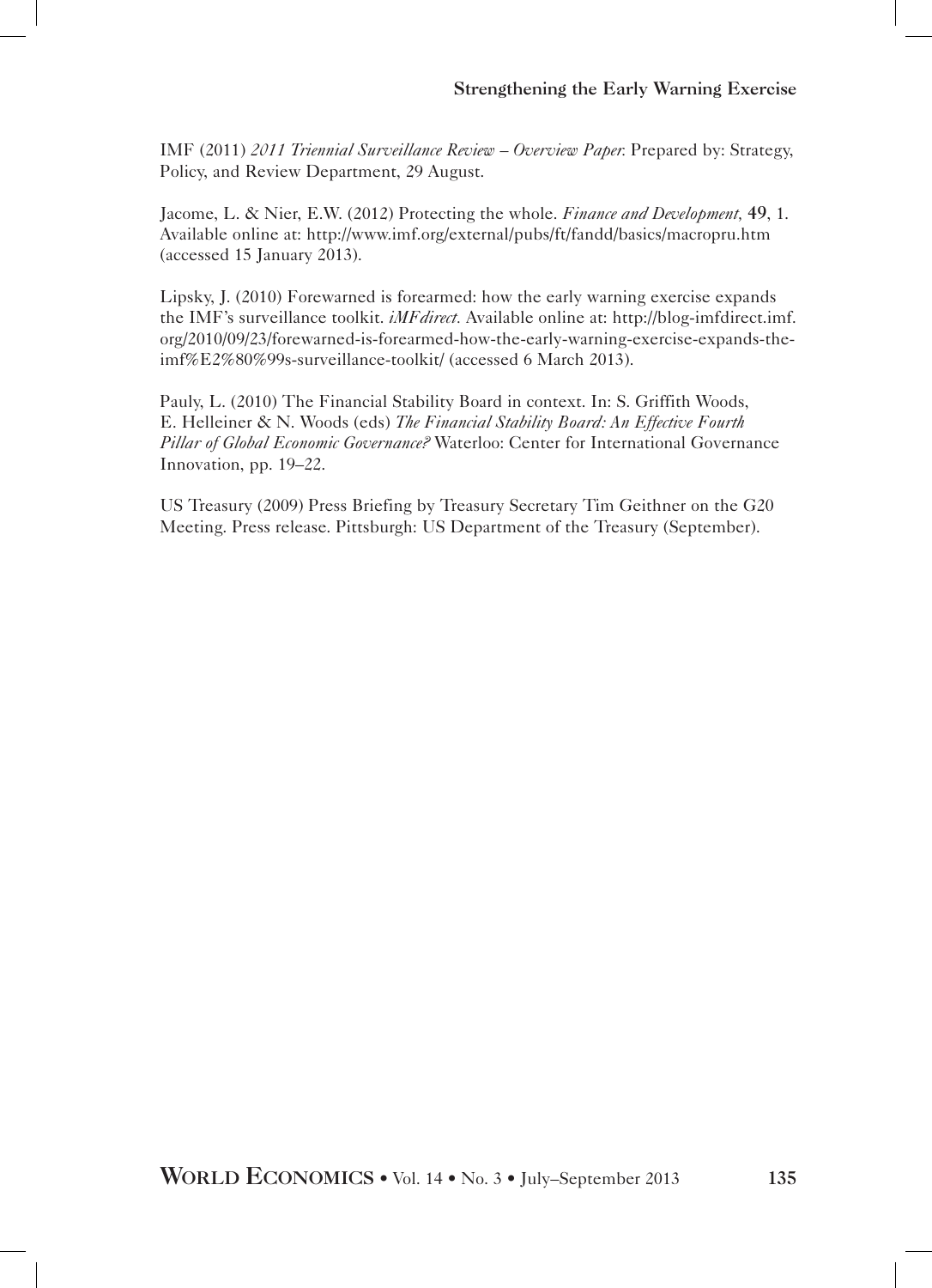IMF (2011) *2011 Triennial Surveillance Review – Overview Paper.* Prepared by: Strategy, Policy, and Review Department, 29 August.

Jacome, L. & Nier, E.W. (2012) Protecting the whole. *Finance and Development*, **49**, 1. Available online at: http://www.imf.org/external/pubs/ft/fandd/basics/macropru.htm (accessed 15 January 2013).

Lipsky, J. (2010) Forewarned is forearmed: how the early warning exercise expands the IMF's surveillance toolkit. *iMFdirect.* Available online at: http://blog-imfdirect.imf.org/2010/09/23/forewarned-is-forearmed-how-the-early-warning-exercise-expands-the-imf%E2%80%99s-surveillance-toolkit/ (accessed 6 March 2013).

Pauly, L. (2010) The Financial Stability Board in context. In: S. Griffith Woods, E. Helleiner & N. Woods (eds) *The Financial Stability Board: An Effective Fourth Pillar of Global Economic Governance?* Waterloo: Center for International Governance Innovation, pp. 19–22.

US Treasury (2009) Press Briefing by Treasury Secretary Tim Geithner on the G20 Meeting. Press release. Pittsburgh: US Department of the Treasury (September).